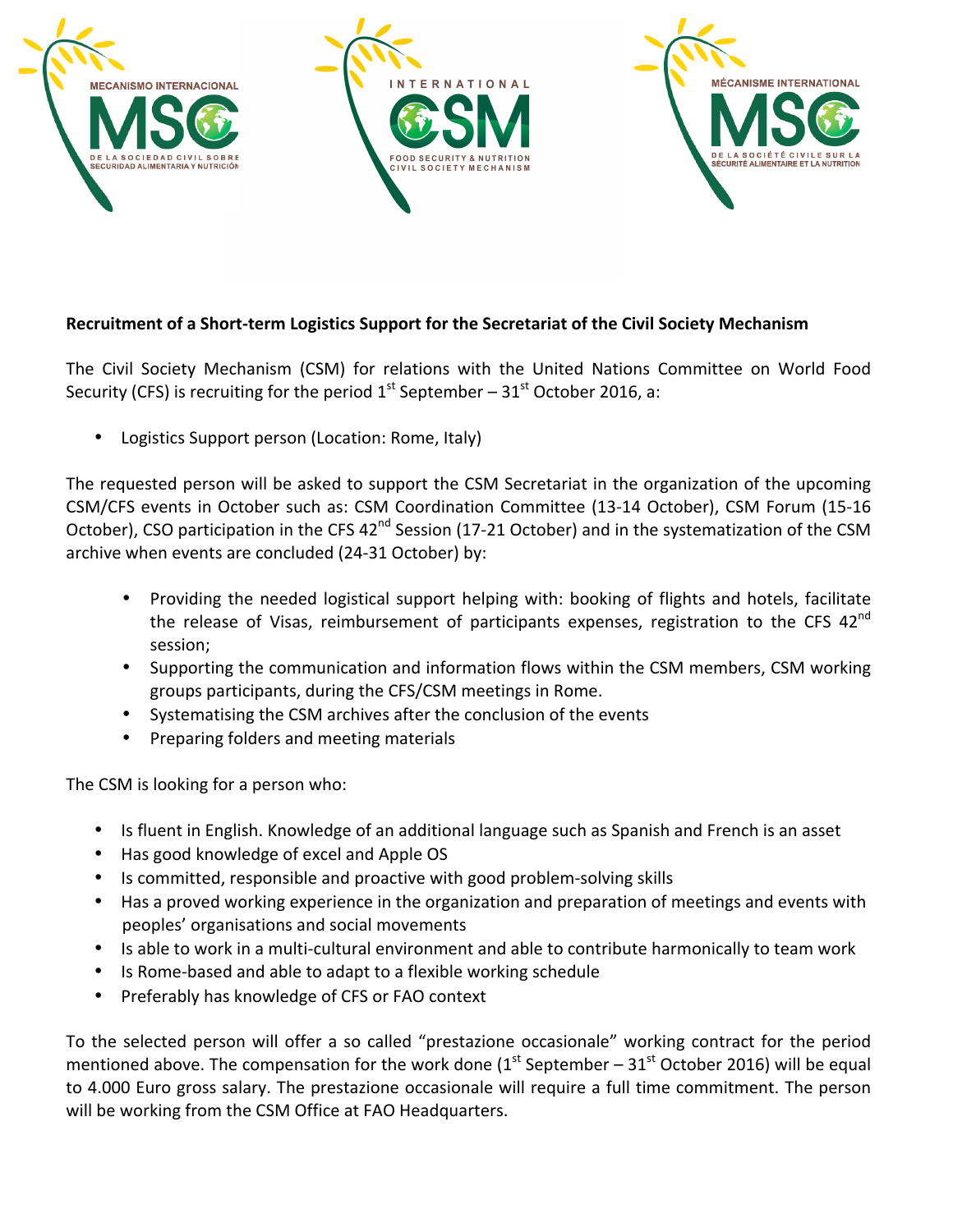**Recruitment of a Short-term Logistics Support for the Secretariat of the Civil Society Mechanism**

The Civil Society Mechanism (CSM) for relations with the United Nations Committee on World Food Security (CFS) is recruiting for the period 1st September – 31st October 2016, a:

- Logistics Support person (Location: Rome, Italy)

The requested person will be asked to support the CSM Secretariat in the organization of the upcoming CSM/CFS events in October such as: CSM Coordination Committee (13-14 October), CSM Forum (15-16 October), CSO participation in the CFS 42nd Session (17-21 October) and in the systematization of the CSM archive when events are concluded (24-31 October) by:

- Providing the needed logistical support helping with: booking of flights and hotels, facilitate the release of Visas, reimbursement of participants expenses, registration to the CFS 42nd session;
- Supporting the communication and information flows within the CSM members, CSM working groups participants, during the CFS/CSM meetings in Rome.
- Systematising the CSM archives after the conclusion of the events
- Preparing folders and meeting materials

The CSM is looking for a person who:

- Is fluent in English. Knowledge of an additional language such as Spanish and French is an asset
- Has good knowledge of excel and Apple OS
- Is committed, responsible and proactive with good problem-solving skills
- Has a proved working experience in the organization and preparation of meetings and events with peoples' organisations and social movements
- Is able to work in a multi-cultural environment and able to contribute harmonically to team work
- Is Rome-based and able to adapt to a flexible working schedule
- Preferably has knowledge of CFS or FAO context

To the selected person will offer a so called "prestazione occasionale" working contract for the period mentioned above. The compensation for the work done (1st September – 31st October 2016) will be equal to 4.000 Euro gross salary. The prestazione occasionale will require a full time commitment. The person will be working from the CSM Office at FAO Headquarters.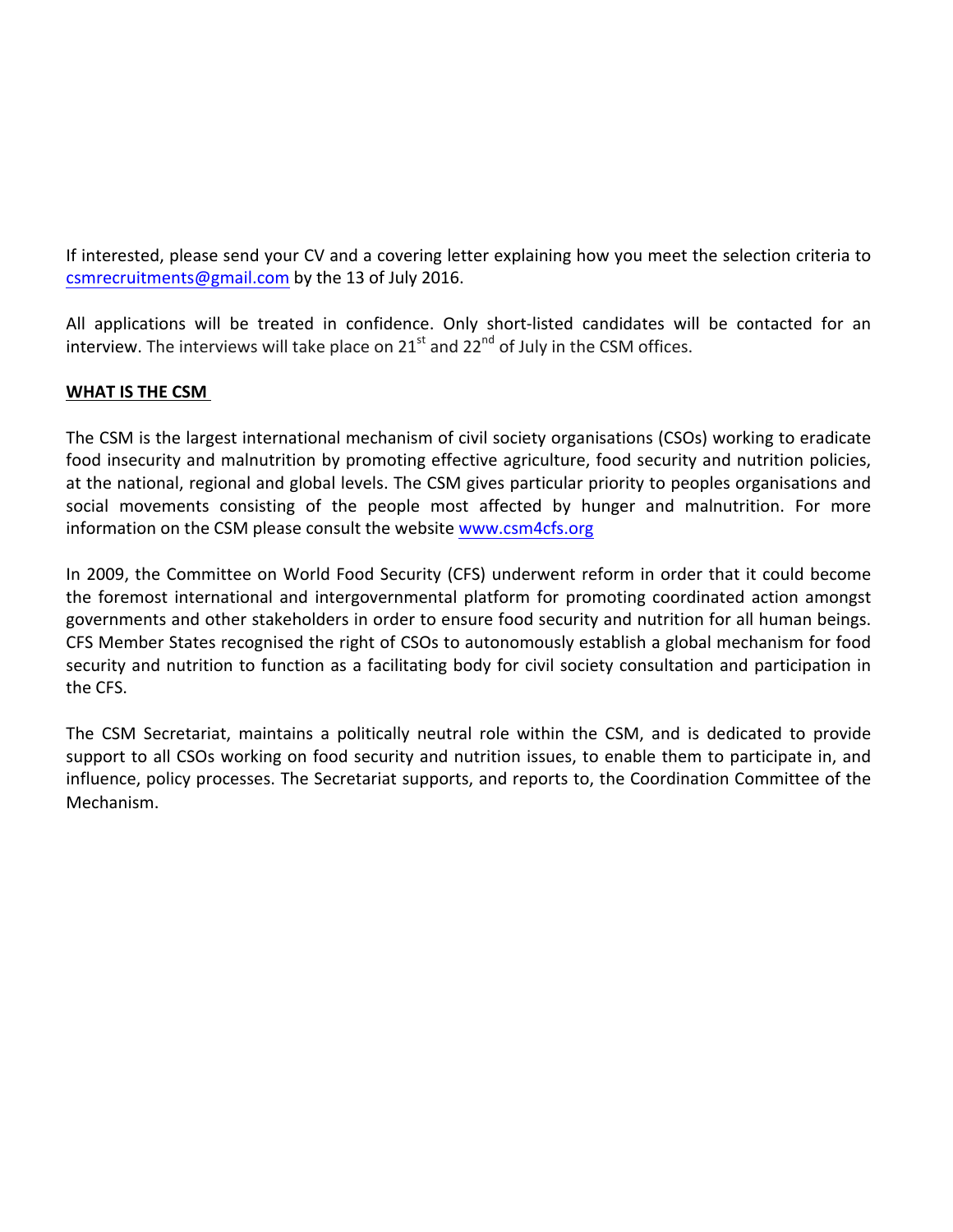If interested, please send your CV and a covering letter explaining how you meet the selection criteria to csmrecruitments@gmail.com by the 13 of July 2016.

All applications will be treated in confidence. Only short-listed candidates will be contacted for an interview. The interviews will take place on 21st and 22nd of July in the CSM offices.

**WHAT IS THE CSM**

The CSM is the largest international mechanism of civil society organisations (CSOs) working to eradicate food insecurity and malnutrition by promoting effective agriculture, food security and nutrition policies, at the national, regional and global levels. The CSM gives particular priority to peoples organisations and social movements consisting of the people most affected by hunger and malnutrition. For more information on the CSM please consult the website www.csm4cfs.org

In 2009, the Committee on World Food Security (CFS) underwent reform in order that it could become the foremost international and intergovernmental platform for promoting coordinated action amongst governments and other stakeholders in order to ensure food security and nutrition for all human beings. CFS Member States recognised the right of CSOs to autonomously establish a global mechanism for food security and nutrition to function as a facilitating body for civil society consultation and participation in the CFS.

The CSM Secretariat, maintains a politically neutral role within the CSM, and is dedicated to provide support to all CSOs working on food security and nutrition issues, to enable them to participate in, and influence, policy processes. The Secretariat supports, and reports to, the Coordination Committee of the Mechanism.